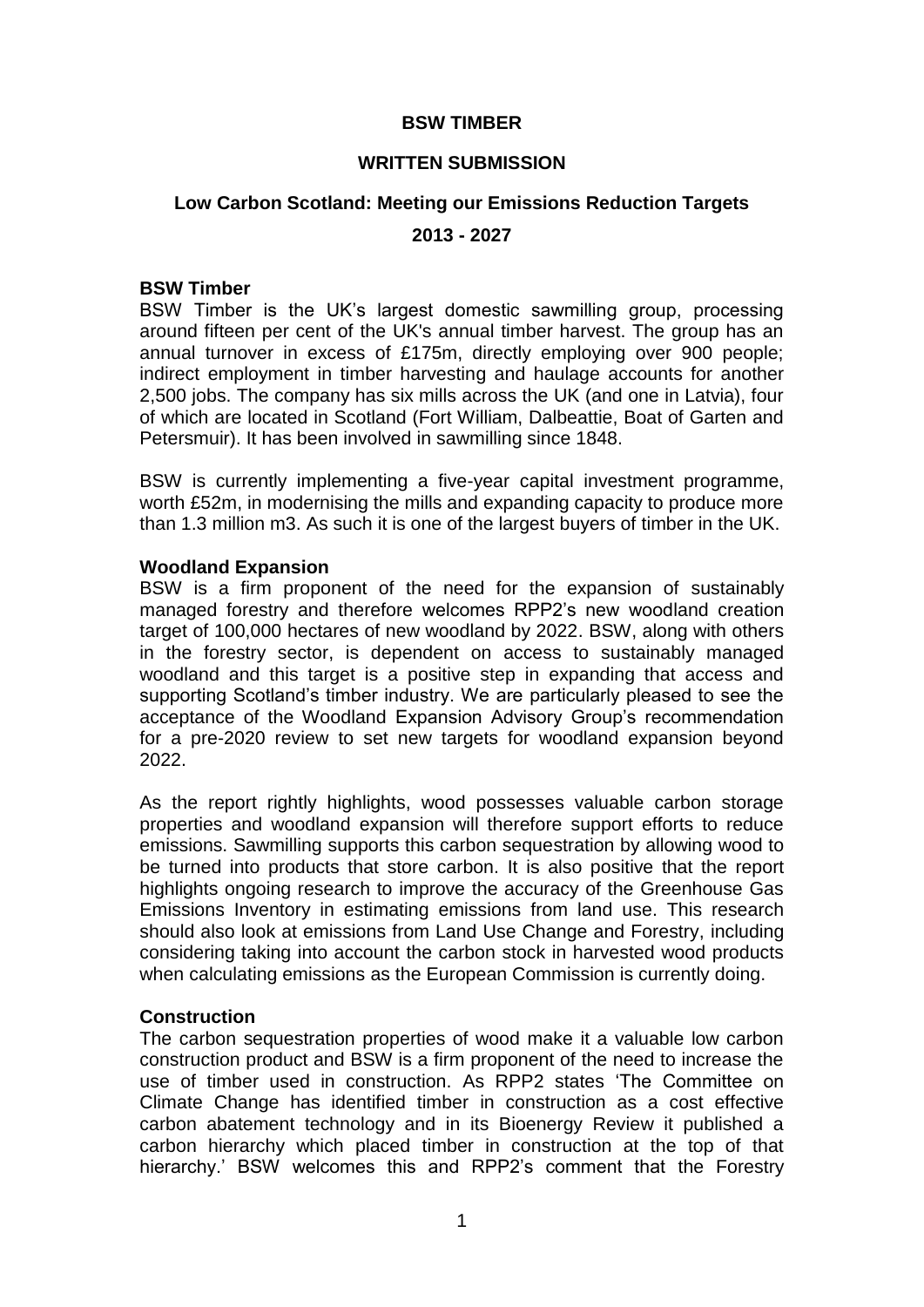**BSW TIMBER**

**WRITTEN SUBMISSION**

**Low Carbon Scotland: Meeting our Emissions Reduction Targets**

**2013 - 2027**

**BSW Timber**

BSW Timber is the UK's largest domestic sawmilling group, processing around fifteen per cent of the UK's annual timber harvest. The group has an annual turnover in excess of £175m, directly employing over 900 people; indirect employment in timber harvesting and haulage accounts for another 2,500 jobs. The company has six mills across the UK (and one in Latvia), four of which are located in Scotland (Fort William, Dalbeattie, Boat of Garten and Petersmuir). It has been involved in sawmilling since 1848.

BSW is currently implementing a five-year capital investment programme, worth £52m, in modernising the mills and expanding capacity to produce more than 1.3 million m3. As such it is one of the largest buyers of timber in the UK.

**Woodland Expansion**

BSW is a firm proponent of the need for the expansion of sustainably managed forestry and therefore welcomes RPP2's new woodland creation target of 100,000 hectares of new woodland by 2022. BSW, along with others in the forestry sector, is dependent on access to sustainably managed woodland and this target is a positive step in expanding that access and supporting Scotland's timber industry. We are particularly pleased to see the acceptance of the Woodland Expansion Advisory Group's recommendation for a pre-2020 review to set new targets for woodland expansion beyond 2022.

As the report rightly highlights, wood possesses valuable carbon storage properties and woodland expansion will therefore support efforts to reduce emissions. Sawmilling supports this carbon sequestration by allowing wood to be turned into products that store carbon. It is also positive that the report highlights ongoing research to improve the accuracy of the Greenhouse Gas Emissions Inventory in estimating emissions from land use. This research should also look at emissions from Land Use Change and Forestry, including considering taking into account the carbon stock in harvested wood products when calculating emissions as the European Commission is currently doing.

**Construction**

The carbon sequestration properties of wood make it a valuable low carbon construction product and BSW is a firm proponent of the need to increase the use of timber used in construction. As RPP2 states 'The Committee on Climate Change has identified timber in construction as a cost effective carbon abatement technology and in its Bioenergy Review it published a carbon hierarchy which placed timber in construction at the top of that hierarchy.' BSW welcomes this and RPP2's comment that the Forestry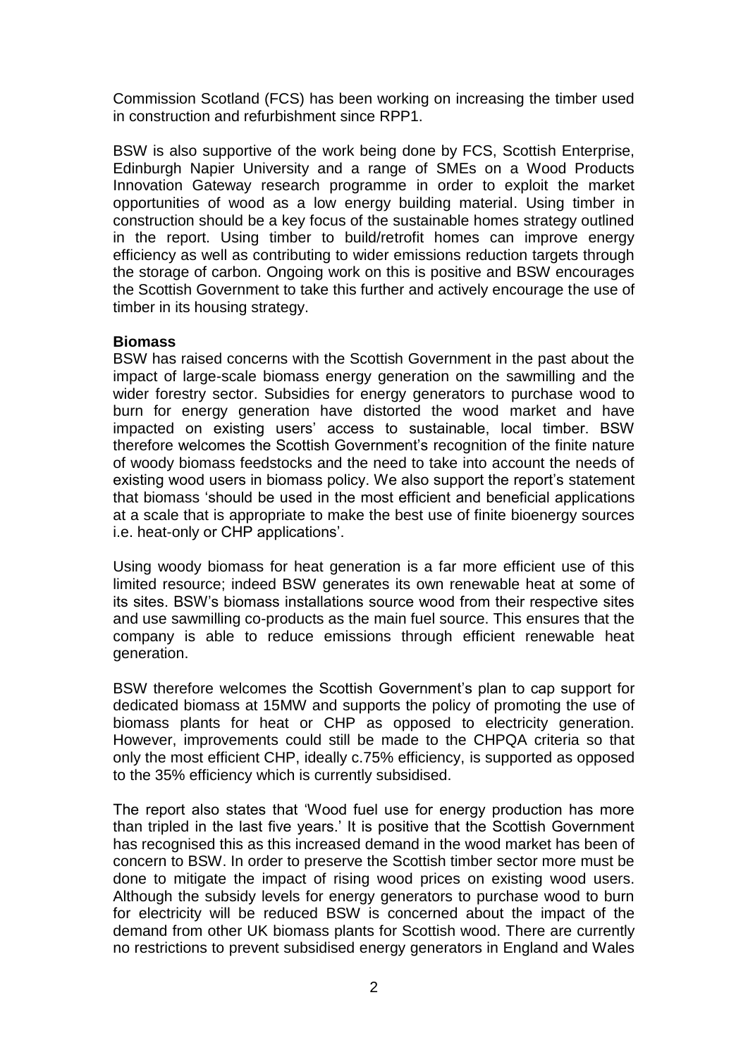Commission Scotland (FCS) has been working on increasing the timber used in construction and refurbishment since RPP1.

BSW is also supportive of the work being done by FCS, Scottish Enterprise, Edinburgh Napier University and a range of SMEs on a Wood Products Innovation Gateway research programme in order to exploit the market opportunities of wood as a low energy building material. Using timber in construction should be a key focus of the sustainable homes strategy outlined in the report. Using timber to build/retrofit homes can improve energy efficiency as well as contributing to wider emissions reduction targets through the storage of carbon. Ongoing work on this is positive and BSW encourages the Scottish Government to take this further and actively encourage the use of timber in its housing strategy.

**Biomass**

BSW has raised concerns with the Scottish Government in the past about the impact of large-scale biomass energy generation on the sawmilling and the wider forestry sector. Subsidies for energy generators to purchase wood to burn for energy generation have distorted the wood market and have impacted on existing users' access to sustainable, local timber. BSW therefore welcomes the Scottish Government's recognition of the finite nature of woody biomass feedstocks and the need to take into account the needs of existing wood users in biomass policy. We also support the report's statement that biomass 'should be used in the most efficient and beneficial applications at a scale that is appropriate to make the best use of finite bioenergy sources i.e. heat-only or CHP applications'.

Using woody biomass for heat generation is a far more efficient use of this limited resource; indeed BSW generates its own renewable heat at some of its sites. BSW's biomass installations source wood from their respective sites and use sawmilling co-products as the main fuel source. This ensures that the company is able to reduce emissions through efficient renewable heat generation.

BSW therefore welcomes the Scottish Government's plan to cap support for dedicated biomass at 15MW and supports the policy of promoting the use of biomass plants for heat or CHP as opposed to electricity generation. However, improvements could still be made to the CHPQA criteria so that only the most efficient CHP, ideally c.75% efficiency, is supported as opposed to the 35% efficiency which is currently subsidised.

The report also states that 'Wood fuel use for energy production has more than tripled in the last five years.' It is positive that the Scottish Government has recognised this as this increased demand in the wood market has been of concern to BSW. In order to preserve the Scottish timber sector more must be done to mitigate the impact of rising wood prices on existing wood users. Although the subsidy levels for energy generators to purchase wood to burn for electricity will be reduced BSW is concerned about the impact of the demand from other UK biomass plants for Scottish wood. There are currently no restrictions to prevent subsidised energy generators in England and Wales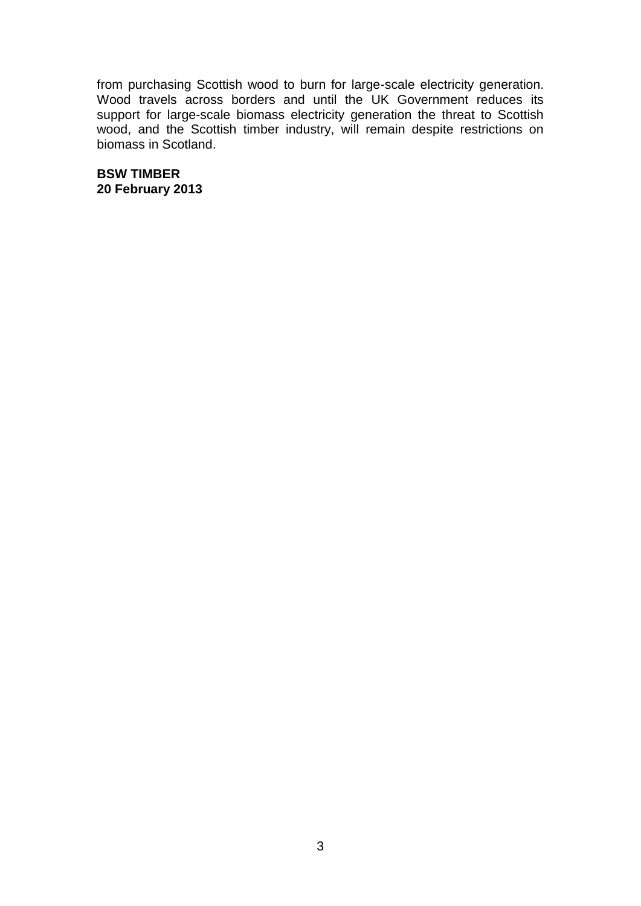from purchasing Scottish wood to burn for large-scale electricity generation. Wood travels across borders and until the UK Government reduces its support for large-scale biomass electricity generation the threat to Scottish wood, and the Scottish timber industry, will remain despite restrictions on biomass in Scotland.

**BSW TIMBER**
**20 February 2013**